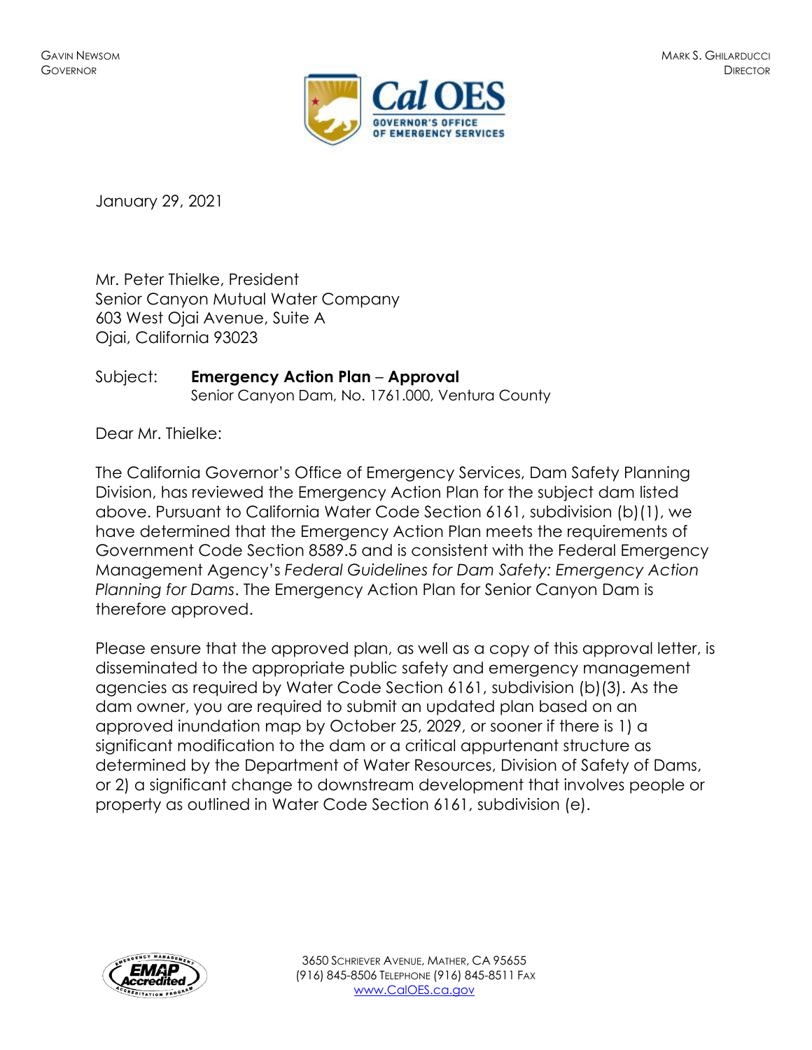GAVIN NEWSOM
GOVERNOR

MARK S. GHILARDUCCI
DIRECTOR

January 29, 2021

Mr. Peter Thielke, President
Senior Canyon Mutual Water Company
603 West Ojai Avenue, Suite A
Ojai, California 93023

Subject: **Emergency Action Plan – Approval**
Senior Canyon Dam, No. 1761.000, Ventura County

Dear Mr. Thielke:

The California Governor's Office of Emergency Services, Dam Safety Planning Division, has reviewed the Emergency Action Plan for the subject dam listed above. Pursuant to California Water Code Section 6161, subdivision (b)(1), we have determined that the Emergency Action Plan meets the requirements of Government Code Section 8589.5 and is consistent with the Federal Emergency Management Agency's *Federal Guidelines for Dam Safety: Emergency Action Planning for Dams*. The Emergency Action Plan for Senior Canyon Dam is therefore approved.

Please ensure that the approved plan, as well as a copy of this approval letter, is disseminated to the appropriate public safety and emergency management agencies as required by Water Code Section 6161, subdivision (b)(3). As the dam owner, you are required to submit an updated plan based on an approved inundation map by October 25, 2029, or sooner if there is 1) a significant modification to the dam or a critical appurtenant structure as determined by the Department of Water Resources, Division of Safety of Dams, or 2) a significant change to downstream development that involves people or property as outlined in Water Code Section 6161, subdivision (e).

3650 SCHRIEVER AVENUE, MATHER, CA 95655
(916) 845-8506 TELEPHONE (916) 845-8511 FAX
www.CalOES.ca.gov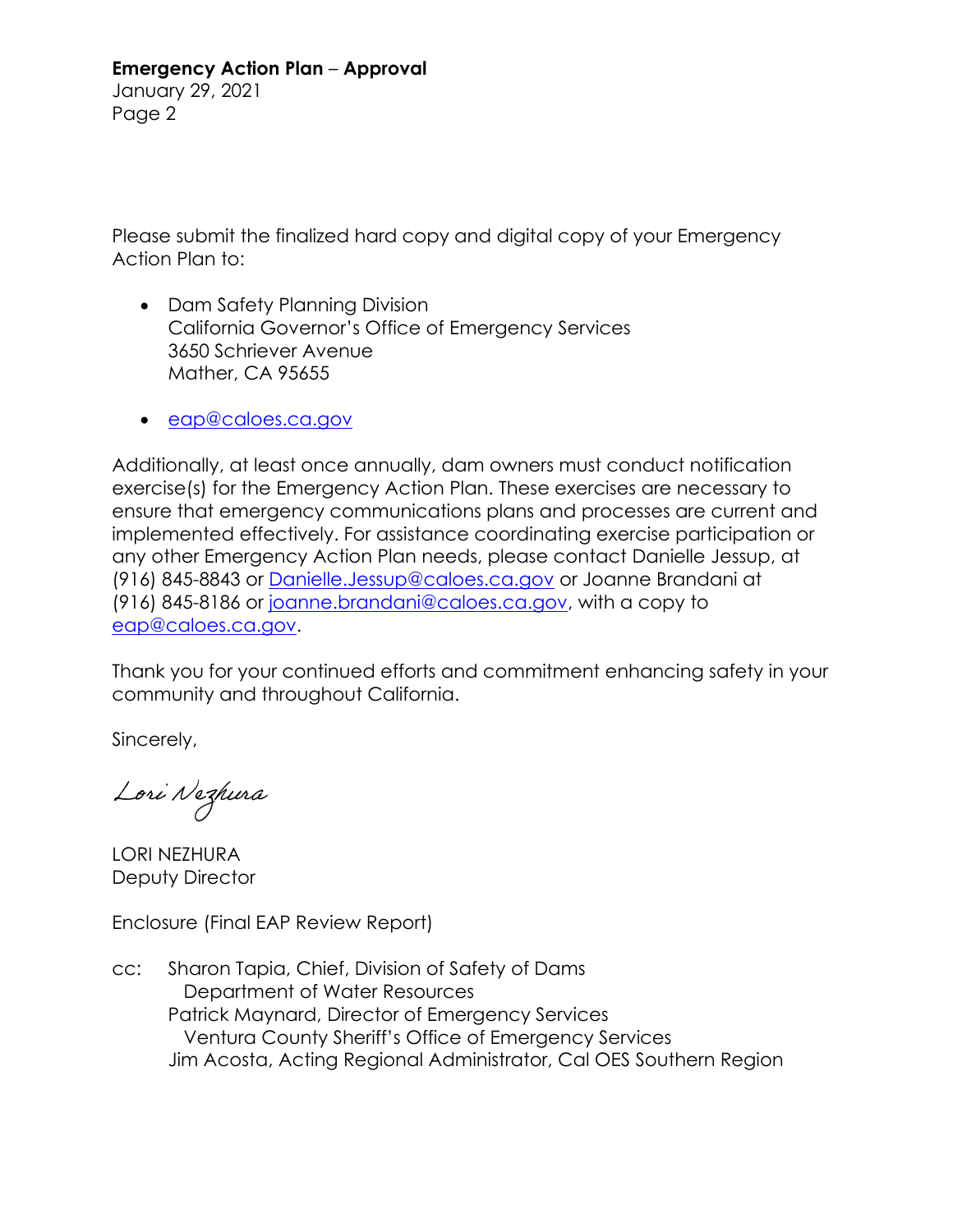Please submit the finalized hard copy and digital copy of your Emergency Action Plan to:

- Dam Safety Planning Division
  California Governor's Office of Emergency Services
  3650 Schriever Avenue
  Mather, CA 95655

- eap@caloes.ca.gov

Additionally, at least once annually, dam owners must conduct notification exercise(s) for the Emergency Action Plan. These exercises are necessary to ensure that emergency communications plans and processes are current and implemented effectively. For assistance coordinating exercise participation or any other Emergency Action Plan needs, please contact Danielle Jessup, at (916) 845-8843 or Danielle.Jessup@caloes.ca.gov or Joanne Brandani at (916) 845-8186 or joanne.brandani@caloes.ca.gov, with a copy to eap@caloes.ca.gov.

Thank you for your continued efforts and commitment enhancing safety in your community and throughout California.

Sincerely,

Lori Nezhura

LORI NEZHURA
Deputy Director

Enclosure (Final EAP Review Report)

cc: Sharon Tapia, Chief, Division of Safety of Dams
  Department of Water Resources
 Patrick Maynard, Director of Emergency Services
  Ventura County Sheriff's Office of Emergency Services
 Jim Acosta, Acting Regional Administrator, Cal OES Southern Region